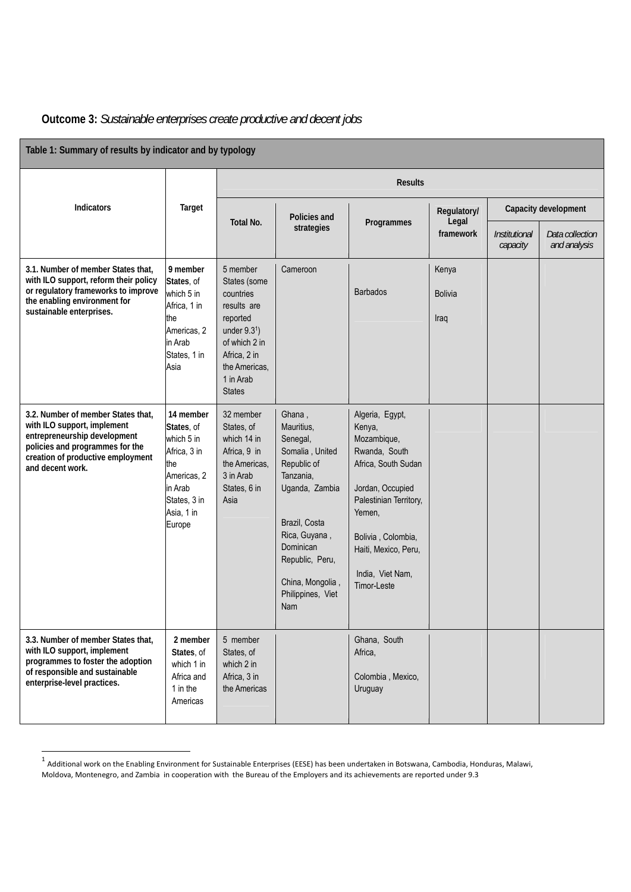**Outcome 3:** *Sustainable enterprises create productive and decent jobs*

| Table 1: Summary of results by indicator and by typology | | | | | | | | |
|---|---|---|---|---|---|---|---|---|
| **Indicators** | **Target** | **Results** | | | | | | |
| | | **Total No.** | **Policies and strategies** | **Programmes** | **Regulatory/ Legal framework** | **Capacity development** | |
| | | | | | | *Institutional capacity* | *Data collection and analysis* |
| **3.1. Number of member States that, with ILO support, reform their policy or regulatory frameworks to improve the enabling environment for sustainable enterprises.** | **9 member States**, of which 5 in Africa, 1 in the Americas, 2 in Arab States, 1 in Asia | 5 member States (some countries results are reported under 9.3[1]) of which 2 in Africa, 2 in the Americas, 1 in Arab States | Cameroon | Barbados | Kenya<br>Bolivia<br>Iraq | | |
| **3.2. Number of member States that, with ILO support, implement entrepreneurship development policies and programmes for the creation of productive employment and decent work.** | **14 member States**, of which 5 in Africa, 3 in the Americas, 2 in Arab States, 3 in Asia, 1 in Europe | 32 member States, of which 14 in Africa, 9 in the Americas, 3 in Arab States, 6 in Asia | Ghana , Mauritius, Senegal, Somalia , United Republic of Tanzania, Uganda, Zambia<br><br>Brazil, Costa Rica, Guyana , Dominican Republic, Peru,<br><br>China, Mongolia , Philippines, Viet Nam | Algeria, Egypt, Kenya, Mozambique, Rwanda, South Africa, South Sudan<br><br>Jordan, Occupied Palestinian Territory, Yemen,<br><br>Bolivia , Colombia, Haiti, Mexico, Peru,<br><br>India, Viet Nam, Timor-Leste | | | |
| **3.3. Number of member States that, with ILO support, implement programmes to foster the adoption of responsible and sustainable enterprise-level practices.** | **2 member States**, of which 1 in Africa and 1 in the Americas | 5 member States, of which 2 in Africa, 3 in the Americas | | Ghana, South Africa,<br><br>Colombia , Mexico, Uruguay | | | |

[1] Additional work on the Enabling Environment for Sustainable Enterprises (EESE) has been undertaken in Botswana, Cambodia, Honduras, Malawi, Moldova, Montenegro, and Zambia in cooperation with the Bureau of the Employers and its achievements are reported under 9.3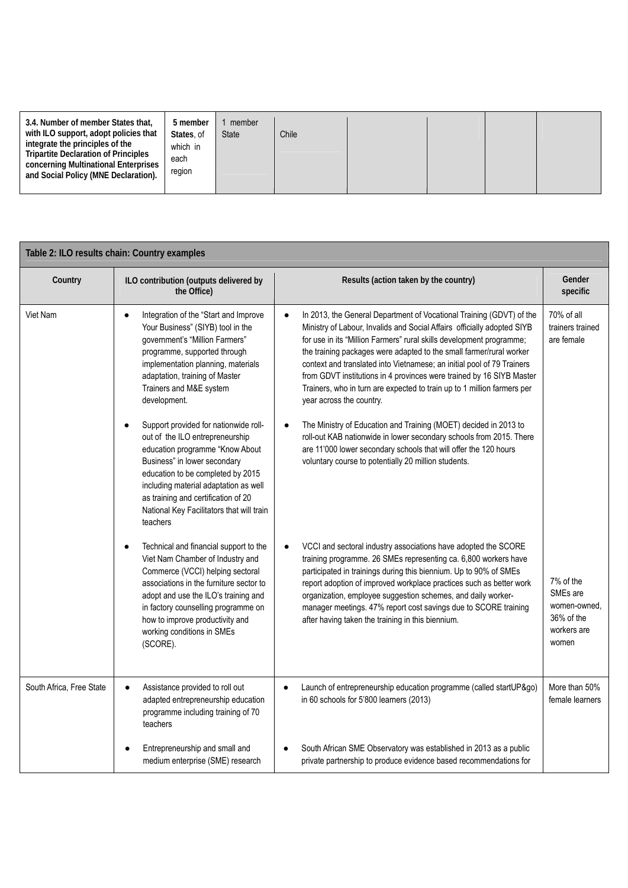| 3.4. Number of member States that, with ILO support, adopt policies that integrate the principles of the Tripartite Declaration of Principles concerning Multinational Enterprises and Social Policy (MNE Declaration). | 5 member States, of which in each region | 1 member State | Chile | | | | |
|---|---|---|---|---|---|---|---|

| Table 2: ILO results chain: Country examples | | | |
|---|---|---|---|
| **Country** | **ILO contribution (outputs delivered by the Office)** | **Results (action taken by the country)** | **Gender specific** |
| Viet Nam | ● Integration of the "Start and Improve Your Business" (SIYB) tool in the government's "Million Farmers" programme, supported through implementation planning, materials adaptation, training of Master Trainers and M&E system development. | ● In 2013, the General Department of Vocational Training (GDVT) of the Ministry of Labour, Invalids and Social Affairs officially adopted SIYB for use in its "Million Farmers" rural skills development programme; the training packages were adapted to the small farmer/rural worker context and translated into Vietnamese; an initial pool of 79 Trainers from GDVT institutions in 4 provinces were trained by 16 SIYB Master Trainers, who in turn are expected to train up to 1 million farmers per year across the country. | 70% of all trainers trained are female |
| | ● Support provided for nationwide roll-out of the ILO entrepreneurship education programme "Know About Business" in lower secondary education to be completed by 2015 including material adaptation as well as training and certification of 20 National Key Facilitators that will train teachers | ● The Ministry of Education and Training (MOET) decided in 2013 to roll-out KAB nationwide in lower secondary schools from 2015. There are 11'000 lower secondary schools that will offer the 120 hours voluntary course to potentially 20 million students. | |
| | ● Technical and financial support to the Viet Nam Chamber of Industry and Commerce (VCCI) helping sectoral associations in the furniture sector to adopt and use the ILO's training and in factory counselling programme on how to improve productivity and working conditions in SMEs (SCORE). | ● VCCI and sectoral industry associations have adopted the SCORE training programme. 26 SMEs representing ca. 6,800 workers have participated in trainings during this biennium. Up to 90% of SMEs report adoption of improved workplace practices such as better work organization, employee suggestion schemes, and daily worker-manager meetings. 47% report cost savings due to SCORE training after having taken the training in this biennium. | 7% of the SMEs are women-owned, 36% of the workers are women |
| South Africa, Free State | ● Assistance provided to roll out adapted entrepreneurship education programme including training of 70 teachers | ● Launch of entrepreneurship education programme (called startUP&go) in 60 schools for 5'800 learners (2013) | More than 50% female learners |
| | ● Entrepreneurship and small and medium enterprise (SME) research | ● South African SME Observatory was established in 2013 as a public private partnership to produce evidence based recommendations for | |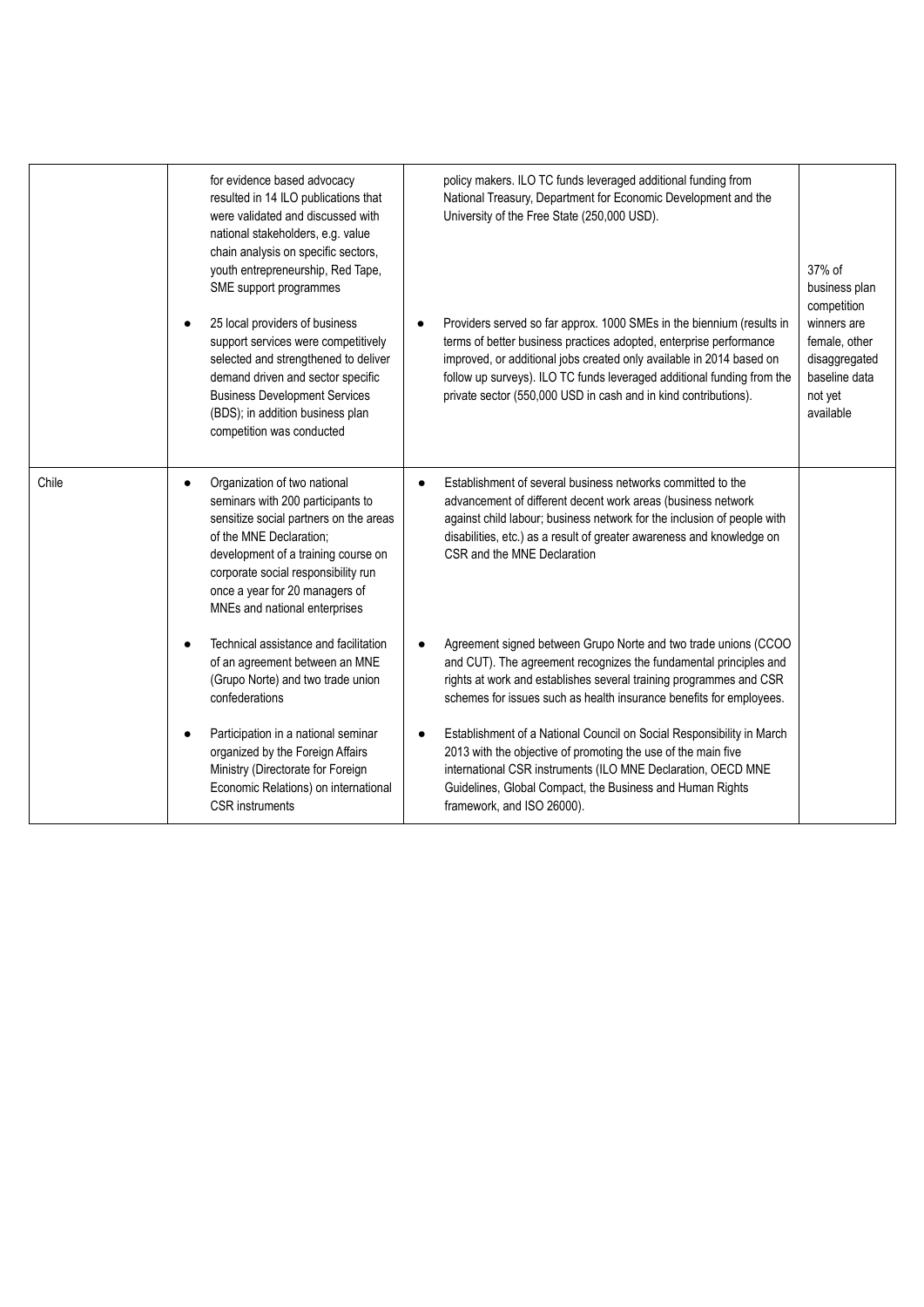| | | | |
|---|---|---|---|
| | for evidence based advocacy resulted in 14 ILO publications that were validated and discussed with national stakeholders, e.g. value chain analysis on specific sectors, youth entrepreneurship, Red Tape, SME support programmes<br><br>● 25 local providers of business support services were competitively selected and strengthened to deliver demand driven and sector specific Business Development Services (BDS); in addition business plan competition was conducted | policy makers. ILO TC funds leveraged additional funding from National Treasury, Department for Economic Development and the University of the Free State (250,000 USD).<br><br>● Providers served so far approx. 1000 SMEs in the biennium (results in terms of better business practices adopted, enterprise performance improved, or additional jobs created only available in 2014 based on follow up surveys). ILO TC funds leveraged additional funding from the private sector (550,000 USD in cash and in kind contributions). | 37% of business plan competition winners are female, other disaggregated baseline data not yet available |
| Chile | ● Organization of two national seminars with 200 participants to sensitize social partners on the areas of the MNE Declaration; development of a training course on corporate social responsibility run once a year for 20 managers of MNEs and national enterprises<br><br>● Technical assistance and facilitation of an agreement between an MNE (Grupo Norte) and two trade union confederations<br><br>● Participation in a national seminar organized by the Foreign Affairs Ministry (Directorate for Foreign Economic Relations) on international CSR instruments | ● Establishment of several business networks committed to the advancement of different decent work areas (business network against child labour; business network for the inclusion of people with disabilities, etc.) as a result of greater awareness and knowledge on CSR and the MNE Declaration<br><br>● Agreement signed between Grupo Norte and two trade unions (CCOO and CUT). The agreement recognizes the fundamental principles and rights at work and establishes several training programmes and CSR schemes for issues such as health insurance benefits for employees.<br><br>● Establishment of a National Council on Social Responsibility in March 2013 with the objective of promoting the use of the main five international CSR instruments (ILO MNE Declaration, OECD MNE Guidelines, Global Compact, the Business and Human Rights framework, and ISO 26000). | |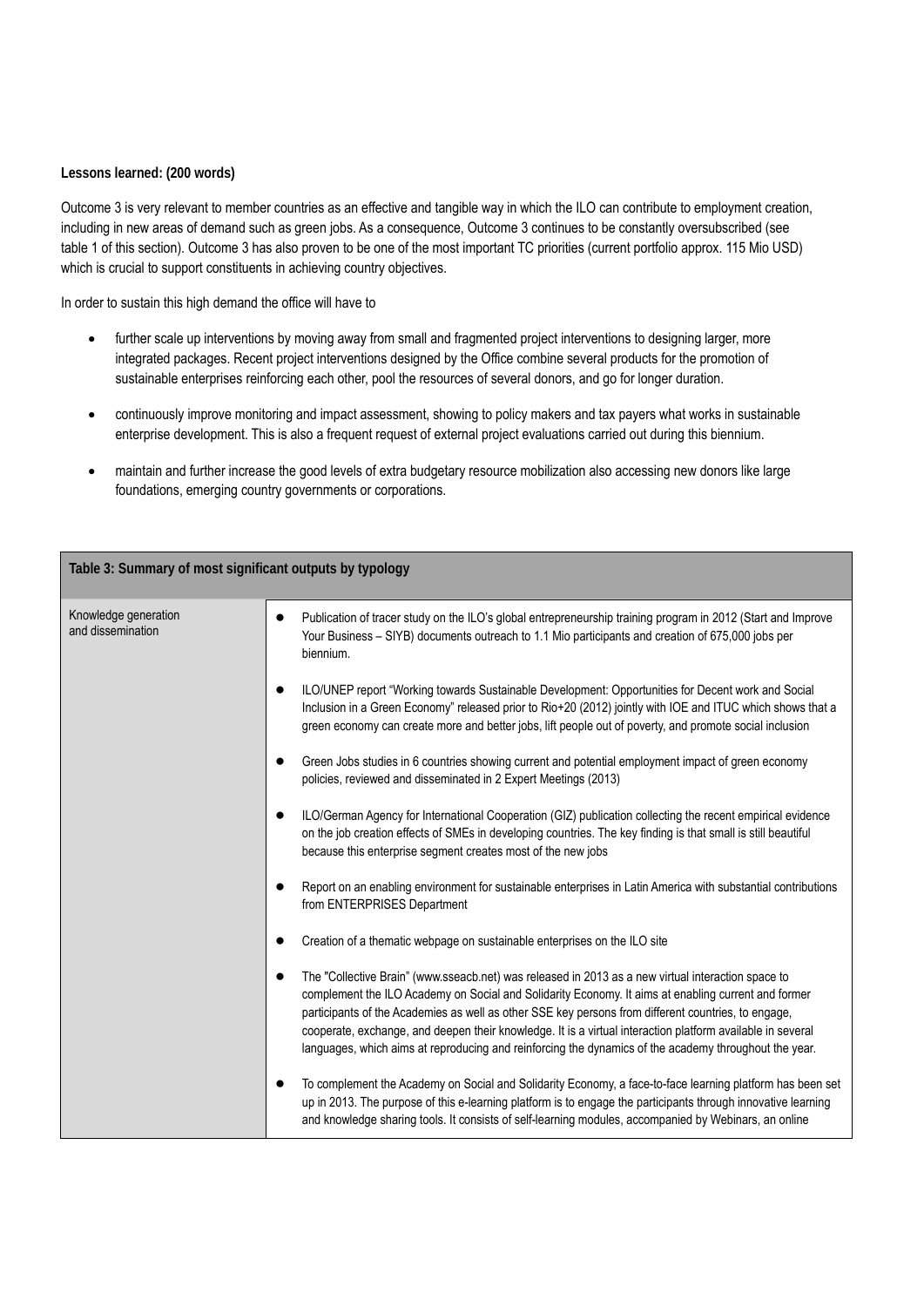**Lessons learned: (200 words)**

Outcome 3 is very relevant to member countries as an effective and tangible way in which the ILO can contribute to employment creation, including in new areas of demand such as green jobs. As a consequence, Outcome 3 continues to be constantly oversubscribed (see table 1 of this section). Outcome 3 has also proven to be one of the most important TC priorities (current portfolio approx. 115 Mio USD) which is crucial to support constituents in achieving country objectives.

In order to sustain this high demand the office will have to

- further scale up interventions by moving away from small and fragmented project interventions to designing larger, more integrated packages. Recent project interventions designed by the Office combine several products for the promotion of sustainable enterprises reinforcing each other, pool the resources of several donors, and go for longer duration.
- continuously improve monitoring and impact assessment, showing to policy makers and tax payers what works in sustainable enterprise development. This is also a frequent request of external project evaluations carried out during this biennium.
- maintain and further increase the good levels of extra budgetary resource mobilization also accessing new donors like large foundations, emerging country governments or corporations.

| Table 3: Summary of most significant outputs by typology | |
|---|---|
| Knowledge generation and dissemination | • Publication of tracer study on the ILO's global entrepreneurship training program in 2012 (Start and Improve Your Business – SIYB) documents outreach to 1.1 Mio participants and creation of 675,000 jobs per biennium.<br><br>• ILO/UNEP report "Working towards Sustainable Development: Opportunities for Decent work and Social Inclusion in a Green Economy" released prior to Rio+20 (2012) jointly with IOE and ITUC which shows that a green economy can create more and better jobs, lift people out of poverty, and promote social inclusion<br><br>• Green Jobs studies in 6 countries showing current and potential employment impact of green economy policies, reviewed and disseminated in 2 Expert Meetings (2013)<br><br>• ILO/German Agency for International Cooperation (GIZ) publication collecting the recent empirical evidence on the job creation effects of SMEs in developing countries. The key finding is that small is still beautiful because this enterprise segment creates most of the new jobs<br><br>• Report on an enabling environment for sustainable enterprises in Latin America with substantial contributions from ENTERPRISES Department<br><br>• Creation of a thematic webpage on sustainable enterprises on the ILO site<br><br>• The "Collective Brain" (www.sseacb.net) was released in 2013 as a new virtual interaction space to complement the ILO Academy on Social and Solidarity Economy. It aims at enabling current and former participants of the Academies as well as other SSE key persons from different countries, to engage, cooperate, exchange, and deepen their knowledge. It is a virtual interaction platform available in several languages, which aims at reproducing and reinforcing the dynamics of the academy throughout the year.<br><br>• To complement the Academy on Social and Solidarity Economy, a face-to-face learning platform has been set up in 2013. The purpose of this e-learning platform is to engage the participants through innovative learning and knowledge sharing tools. It consists of self-learning modules, accompanied by Webinars, an online |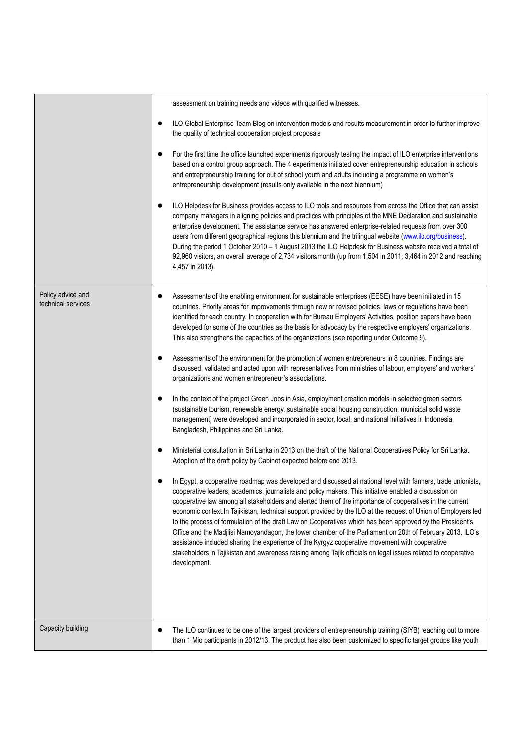| | |
|---|---|
| | assessment on training needs and videos with qualified witnesses.<br><br>● ILO Global Enterprise Team Blog on intervention models and results measurement in order to further improve the quality of technical cooperation project proposals<br><br>● For the first time the office launched experiments rigorously testing the impact of ILO enterprise interventions based on a control group approach. The 4 experiments initiated cover entrepreneurship education in schools and entrepreneurship training for out of school youth and adults including a programme on women's entrepreneurship development (results only available in the next biennium)<br><br>● ILO Helpdesk for Business provides access to ILO tools and resources from across the Office that can assist company managers in aligning policies and practices with principles of the MNE Declaration and sustainable enterprise development. The assistance service has answered enterprise-related requests from over 300 users from different geographical regions this biennium and the trilingual website (www.ilo.org/business). During the period 1 October 2010 – 1 August 2013 the ILO Helpdesk for Business website received a total of 92,960 visitors**,** an overall average of 2,734 visitors/month (up from 1,504 in 2011; 3,464 in 2012 and reaching 4,457 in 2013). |
| Policy advice and technical services | ● Assessments of the enabling environment for sustainable enterprises (EESE) have been initiated in 15 countries. Priority areas for improvements through new or revised policies, laws or regulations have been identified for each country. In cooperation with for Bureau Employers' Activities, position papers have been developed for some of the countries as the basis for advocacy by the respective employers' organizations. This also strengthens the capacities of the organizations (see reporting under Outcome 9).<br><br>● Assessments of the environment for the promotion of women entrepreneurs in 8 countries. Findings are discussed, validated and acted upon with representatives from ministries of labour, employers' and workers' organizations and women entrepreneur's associations.<br><br>● In the context of the project Green Jobs in Asia, employment creation models in selected green sectors (sustainable tourism, renewable energy, sustainable social housing construction, municipal solid waste management) were developed and incorporated in sector, local, and national initiatives in Indonesia, Bangladesh, Philippines and Sri Lanka.<br><br>● Ministerial consultation in Sri Lanka in 2013 on the draft of the National Cooperatives Policy for Sri Lanka. Adoption of the draft policy by Cabinet expected before end 2013.<br><br>● In Egypt, a cooperative roadmap was developed and discussed at national level with farmers, trade unionists, cooperative leaders, academics, journalists and policy makers. This initiative enabled a discussion on cooperative law among all stakeholders and alerted them of the importance of cooperatives in the current economic context.In Tajikistan, technical support provided by the ILO at the request of Union of Employers led to the process of formulation of the draft Law on Cooperatives which has been approved by the President's Office and the Madjlisi Namoyandagon, the lower chamber of the Parliament on 20th of February 2013. ILO's assistance included sharing the experience of the Kyrgyz cooperative movement with cooperative stakeholders in Tajikistan and awareness raising among Tajik officials on legal issues related to cooperative development. |
| Capacity building | ● The ILO continues to be one of the largest providers of entrepreneurship training (SIYB) reaching out to more than 1 Mio participants in 2012/13. The product has also been customized to specific target groups like youth |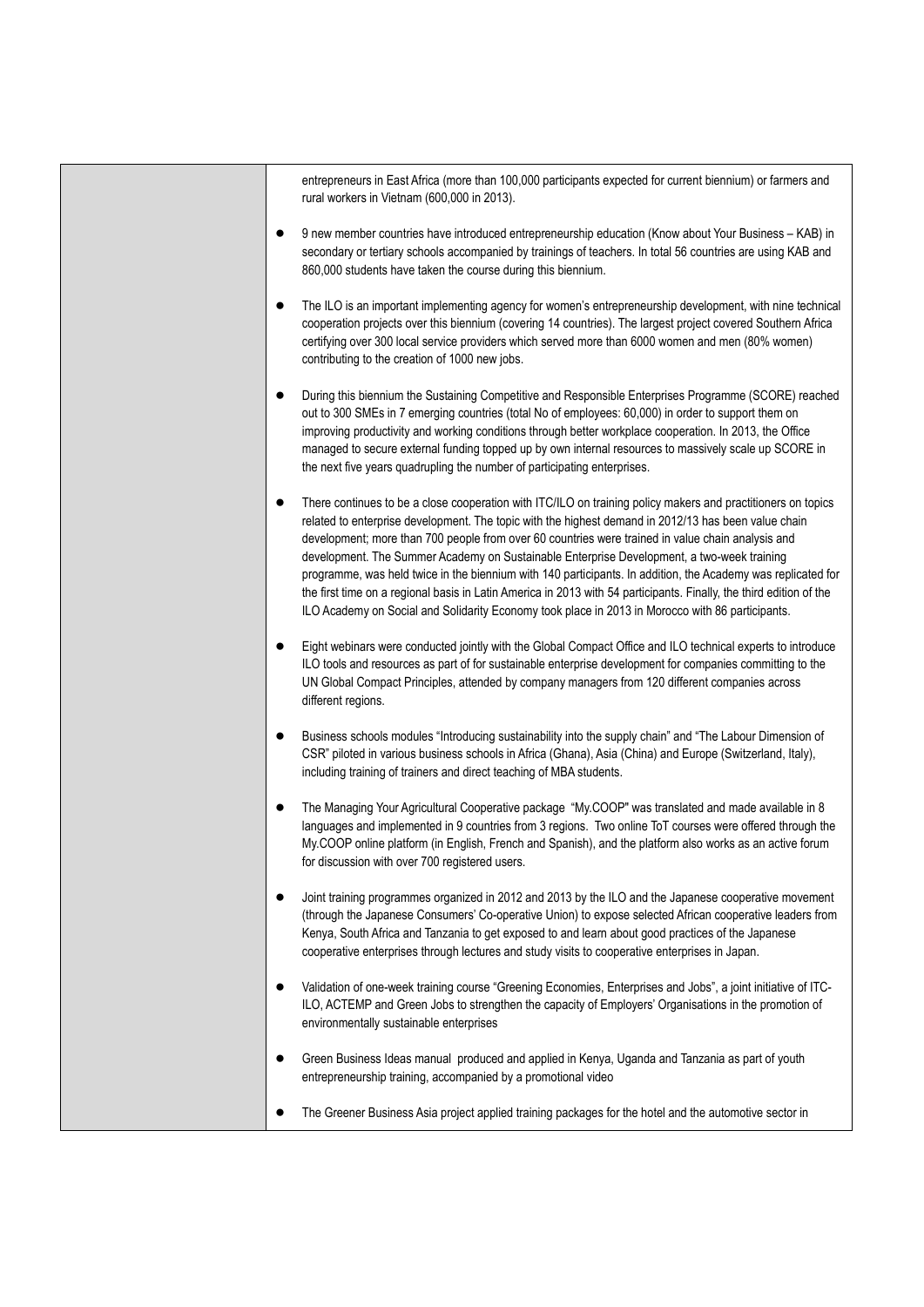| | |
|---|---|
| | entrepreneurs in East Africa (more than 100,000 participants expected for current biennium) or farmers and rural workers in Vietnam (600,000 in 2013).<br><br>• 9 new member countries have introduced entrepreneurship education (Know about Your Business – KAB) in secondary or tertiary schools accompanied by trainings of teachers. In total 56 countries are using KAB and 860,000 students have taken the course during this biennium.<br><br>• The ILO is an important implementing agency for women's entrepreneurship development, with nine technical cooperation projects over this biennium (covering 14 countries). The largest project covered Southern Africa certifying over 300 local service providers which served more than 6000 women and men (80% women) contributing to the creation of 1000 new jobs.<br><br>• During this biennium the Sustaining Competitive and Responsible Enterprises Programme (SCORE) reached out to 300 SMEs in 7 emerging countries (total No of employees: 60,000) in order to support them on improving productivity and working conditions through better workplace cooperation. In 2013, the Office managed to secure external funding topped up by own internal resources to massively scale up SCORE in the next five years quadrupling the number of participating enterprises.<br><br>• There continues to be a close cooperation with ITC/ILO on training policy makers and practitioners on topics related to enterprise development. The topic with the highest demand in 2012/13 has been value chain development; more than 700 people from over 60 countries were trained in value chain analysis and development. The Summer Academy on Sustainable Enterprise Development, a two-week training programme, was held twice in the biennium with 140 participants. In addition, the Academy was replicated for the first time on a regional basis in Latin America in 2013 with 54 participants. Finally, the third edition of the ILO Academy on Social and Solidarity Economy took place in 2013 in Morocco with 86 participants.<br><br>• Eight webinars were conducted jointly with the Global Compact Office and ILO technical experts to introduce ILO tools and resources as part of for sustainable enterprise development for companies committing to the UN Global Compact Principles, attended by company managers from 120 different companies across different regions.<br><br>• Business schools modules "Introducing sustainability into the supply chain" and "The Labour Dimension of CSR" piloted in various business schools in Africa (Ghana), Asia (China) and Europe (Switzerland, Italy), including training of trainers and direct teaching of MBA students.<br><br>• The Managing Your Agricultural Cooperative package "My.COOP" was translated and made available in 8 languages and implemented in 9 countries from 3 regions. Two online ToT courses were offered through the My.COOP online platform (in English, French and Spanish), and the platform also works as an active forum for discussion with over 700 registered users.<br><br>• Joint training programmes organized in 2012 and 2013 by the ILO and the Japanese cooperative movement (through the Japanese Consumers' Co-operative Union) to expose selected African cooperative leaders from Kenya, South Africa and Tanzania to get exposed to and learn about good practices of the Japanese cooperative enterprises through lectures and study visits to cooperative enterprises in Japan.<br><br>• Validation of one-week training course "Greening Economies, Enterprises and Jobs", a joint initiative of ITC-ILO, ACTEMP and Green Jobs to strengthen the capacity of Employers' Organisations in the promotion of environmentally sustainable enterprises<br><br>• Green Business Ideas manual produced and applied in Kenya, Uganda and Tanzania as part of youth entrepreneurship training, accompanied by a promotional video<br><br>• The Greener Business Asia project applied training packages for the hotel and the automotive sector in |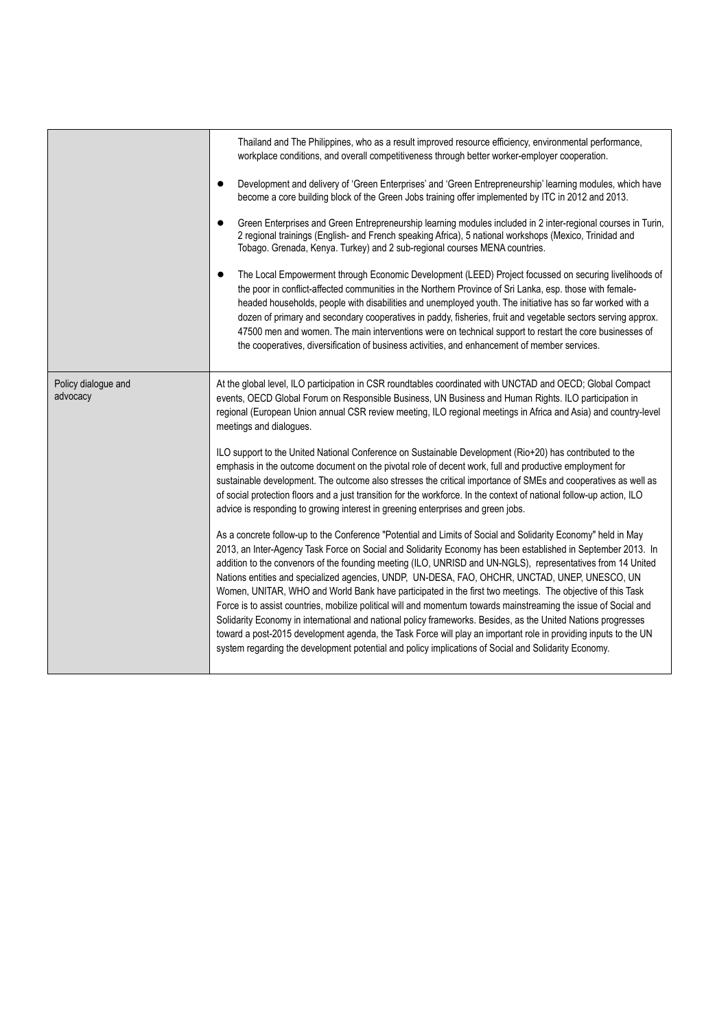| | |
|---|---|
| | Thailand and The Philippines, who as a result improved resource efficiency, environmental performance, workplace conditions, and overall competitiveness through better worker-employer cooperation.<br><br>• Development and delivery of 'Green Enterprises' and 'Green Entrepreneurship' learning modules, which have become a core building block of the Green Jobs training offer implemented by ITC in 2012 and 2013.<br><br>• Green Enterprises and Green Entrepreneurship learning modules included in 2 inter-regional courses in Turin, 2 regional trainings (English- and French speaking Africa), 5 national workshops (Mexico, Trinidad and Tobago. Grenada, Kenya. Turkey) and 2 sub-regional courses MENA countries.<br><br>• The Local Empowerment through Economic Development (LEED) Project focussed on securing livelihoods of the poor in conflict-affected communities in the Northern Province of Sri Lanka, esp. those with female-headed households, people with disabilities and unemployed youth. The initiative has so far worked with a dozen of primary and secondary cooperatives in paddy, fisheries, fruit and vegetable sectors serving approx. 47500 men and women. The main interventions were on technical support to restart the core businesses of the cooperatives, diversification of business activities, and enhancement of member services. |
| Policy dialogue and advocacy | At the global level, ILO participation in CSR roundtables coordinated with UNCTAD and OECD; Global Compact events, OECD Global Forum on Responsible Business, UN Business and Human Rights. ILO participation in regional (European Union annual CSR review meeting, ILO regional meetings in Africa and Asia) and country-level meetings and dialogues.<br><br>ILO support to the United National Conference on Sustainable Development (Rio+20) has contributed to the emphasis in the outcome document on the pivotal role of decent work, full and productive employment for sustainable development. The outcome also stresses the critical importance of SMEs and cooperatives as well as of social protection floors and a just transition for the workforce. In the context of national follow-up action, ILO advice is responding to growing interest in greening enterprises and green jobs.<br><br>As a concrete follow-up to the Conference "Potential and Limits of Social and Solidarity Economy" held in May 2013, an Inter-Agency Task Force on Social and Solidarity Economy has been established in September 2013. In addition to the convenors of the founding meeting (ILO, UNRISD and UN-NGLS), representatives from 14 United Nations entities and specialized agencies, UNDP, UN-DESA, FAO, OHCHR, UNCTAD, UNEP, UNESCO, UN Women, UNITAR, WHO and World Bank have participated in the first two meetings. The objective of this Task Force is to assist countries, mobilize political will and momentum towards mainstreaming the issue of Social and Solidarity Economy in international and national policy frameworks. Besides, as the United Nations progresses toward a post-2015 development agenda, the Task Force will play an important role in providing inputs to the UN system regarding the development potential and policy implications of Social and Solidarity Economy. |